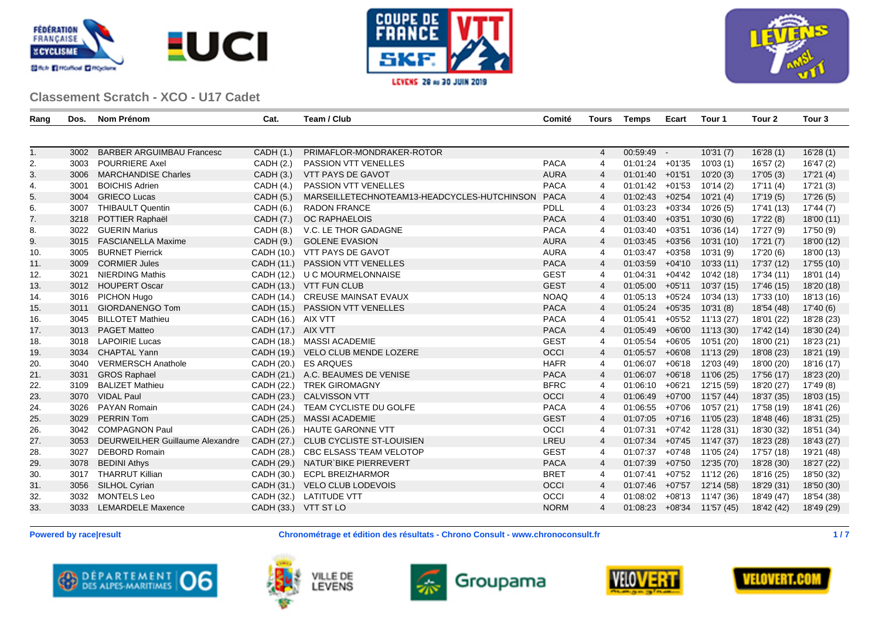## Classement Scratch - XCO - U17 Cadet

| Rang | Dos. | Nom Prénom | Cat. | Team / Club | Comité | Tours | Temps | Ecart | Tour 1 | Tour 2 | Tour 3 |
|---|---|---|---|---|---|---|---|---|---|---|---|
| 1. | 3002 | BARBER ARGUIMBAU Francesc | CADH (1.) | PRIMAFLOR-MONDRAKER-ROTOR | | 4 | 00:59:49 | - | 10'31 (7) | 16'28 (1) | 16'28 (1) |
| 2. | 3003 | POURRIERE Axel | CADH (2.) | PASSION VTT VENELLES | PACA | 4 | 01:01:24 | +01'35 | 10'03 (1) | 16'57 (2) | 16'47 (2) |
| 3. | 3006 | MARCHANDISE Charles | CADH (3.) | VTT PAYS DE GAVOT | AURA | 4 | 01:01:40 | +01'51 | 10'20 (3) | 17'05 (3) | 17'21 (4) |
| 4. | 3001 | BOICHIS Adrien | CADH (4.) | PASSION VTT VENELLES | PACA | 4 | 01:01:42 | +01'53 | 10'14 (2) | 17'11 (4) | 17'21 (3) |
| 5. | 3004 | GRIECO Lucas | CADH (5.) | MARSEILLETECHNOTEAM13-HEADCYCLES-HUTCHINSON | PACA | 4 | 01:02:43 | +02'54 | 10'21 (4) | 17'19 (5) | 17'26 (5) |
| 6. | 3007 | THIBAULT Quentin | CADH (6.) | RADON FRANCE | PDLL | 4 | 01:03:23 | +03'34 | 10'26 (5) | 17'41 (13) | 17'44 (7) |
| 7. | 3218 | POTTIER Raphaël | CADH (7.) | OC RAPHAELOIS | PACA | 4 | 01:03:40 | +03'51 | 10'30 (6) | 17'22 (8) | 18'00 (11) |
| 8. | 3022 | GUERIN Marius | CADH (8.) | V.C. LE THOR GADAGNE | PACA | 4 | 01:03:40 | +03'51 | 10'36 (14) | 17'27 (9) | 17'50 (9) |
| 9. | 3015 | FASCIANELLA Maxime | CADH (9.) | GOLENE EVASION | AURA | 4 | 01:03:45 | +03'56 | 10'31 (10) | 17'21 (7) | 18'00 (12) |
| 10. | 3005 | BURNET Pierrick | CADH (10.) | VTT PAYS DE GAVOT | AURA | 4 | 01:03:47 | +03'58 | 10'31 (9) | 17'20 (6) | 18'00 (13) |
| 11. | 3009 | CORMIER Jules | CADH (11.) | PASSION VTT VENELLES | PACA | 4 | 01:03:59 | +04'10 | 10'33 (11) | 17'37 (12) | 17'55 (10) |
| 12. | 3021 | NIERDING Mathis | CADH (12.) | U C MOURMELONNAISE | GEST | 4 | 01:04:31 | +04'42 | 10'42 (18) | 17'34 (11) | 18'01 (14) |
| 13. | 3012 | HOUPERT Oscar | CADH (13.) | VTT FUN CLUB | GEST | 4 | 01:05:00 | +05'11 | 10'37 (15) | 17'46 (15) | 18'20 (18) |
| 14. | 3016 | PICHON Hugo | CADH (14.) | CREUSE MAINSAT EVAUX | NOAQ | 4 | 01:05:13 | +05'24 | 10'34 (13) | 17'33 (10) | 18'13 (16) |
| 15. | 3011 | GIORDANENGO Tom | CADH (15.) | PASSION VTT VENELLES | PACA | 4 | 01:05:24 | +05'35 | 10'31 (8) | 18'54 (48) | 17'40 (6) |
| 16. | 3045 | BILLOTET Mathieu | CADH (16.) | AIX VTT | PACA | 4 | 01:05:41 | +05'52 | 11'13 (27) | 18'01 (22) | 18'28 (23) |
| 17. | 3013 | PAGET Matteo | CADH (17.) | AIX VTT | PACA | 4 | 01:05:49 | +06'00 | 11'13 (30) | 17'42 (14) | 18'30 (24) |
| 18. | 3018 | LAPOIRIE Lucas | CADH (18.) | MASSI ACADEMIE | GEST | 4 | 01:05:54 | +06'05 | 10'51 (20) | 18'00 (21) | 18'23 (21) |
| 19. | 3034 | CHAPTAL Yann | CADH (19.) | VELO CLUB MENDE LOZERE | OCCI | 4 | 01:05:57 | +06'08 | 11'13 (29) | 18'08 (23) | 18'21 (19) |
| 20. | 3040 | VERMERSCH Anathole | CADH (20.) | ES ARQUES | HAFR | 4 | 01:06:07 | +06'18 | 12'03 (49) | 18'00 (20) | 18'16 (17) |
| 21. | 3031 | GROS Raphael | CADH (21.) | A.C. BEAUMES DE VENISE | PACA | 4 | 01:06:07 | +06'18 | 11'06 (25) | 17'56 (17) | 18'23 (20) |
| 22. | 3109 | BALIZET Mathieu | CADH (22.) | TREK GIROMAGNY | BFRC | 4 | 01:06:10 | +06'21 | 12'15 (59) | 18'20 (27) | 17'49 (8) |
| 23. | 3070 | VIDAL Paul | CADH (23.) | CALVISSON VTT | OCCI | 4 | 01:06:49 | +07'00 | 11'57 (44) | 18'37 (35) | 18'03 (15) |
| 24. | 3026 | PAYAN Romain | CADH (24.) | TEAM CYCLISTE DU GOLFE | PACA | 4 | 01:06:55 | +07'06 | 10'57 (21) | 17'58 (19) | 18'41 (26) |
| 25. | 3029 | PERRIN Tom | CADH (25.) | MASSI ACADEMIE | GEST | 4 | 01:07:05 | +07'16 | 11'05 (23) | 18'48 (46) | 18'31 (25) |
| 26. | 3042 | COMPAGNON Paul | CADH (26.) | HAUTE GARONNE VTT | OCCI | 4 | 01:07:31 | +07'42 | 11'28 (31) | 18'30 (32) | 18'51 (34) |
| 27. | 3053 | DEURWEILHER Guillaume Alexandre | CADH (27.) | CLUB CYCLISTE ST-LOUISIEN | LREU | 4 | 01:07:34 | +07'45 | 11'47 (37) | 18'23 (28) | 18'43 (27) |
| 28. | 3027 | DEBORD Romain | CADH (28.) | CBC ELSASS`TEAM VELOTOP | GEST | 4 | 01:07:37 | +07'48 | 11'05 (24) | 17'57 (18) | 19'21 (48) |
| 29. | 3078 | BEDINI Athys | CADH (29.) | NATUR`BIKE PIERREVERT | PACA | 4 | 01:07:39 | +07'50 | 12'35 (70) | 18'28 (30) | 18'27 (22) |
| 30. | 3017 | THARRUT Killian | CADH (30.) | ECPL BREIZHARMOR | BRET | 4 | 01:07:41 | +07'52 | 11'12 (26) | 18'16 (25) | 18'50 (32) |
| 31. | 3056 | SILHOL Cyrian | CADH (31.) | VELO CLUB LODEVOIS | OCCI | 4 | 01:07:46 | +07'57 | 12'14 (58) | 18'29 (31) | 18'50 (30) |
| 32. | 3032 | MONTELS Leo | CADH (32.) | LATITUDE VTT | OCCI | 4 | 01:08:02 | +08'13 | 11'47 (36) | 18'49 (47) | 18'54 (38) |
| 33. | 3033 | LEMARDELE Maxence | CADH (33.) | VTT ST LO | NORM | 4 | 01:08:23 | +08'34 | 11'57 (45) | 18'42 (42) | 18'49 (29) |

**Powered by race|result** **Chronométrage et édition des résultats - Chrono Consult - www.chronoconsult.fr**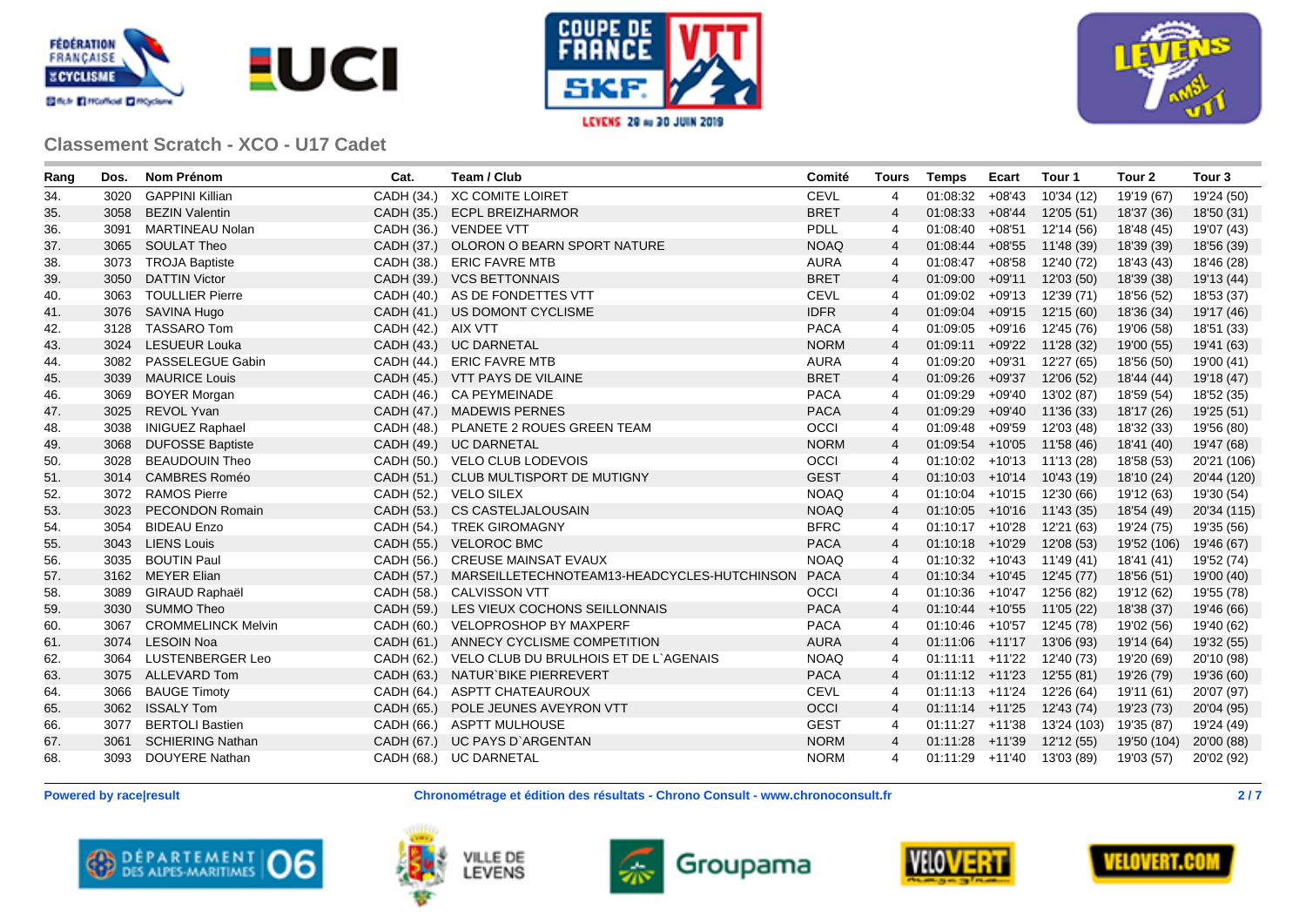## Classement Scratch - XCO - U17 Cadet

| Rang | Dos. | Nom Prénom | Cat. | Team / Club | Comité | Tours | Temps | Ecart | Tour 1 | Tour 2 | Tour 3 |
|---|---|---|---|---|---|---|---|---|---|---|---|
| 34. | 3020 | GAPPINI Killian | CADH (34.) | XC COMITE LOIRET | CEVL | 4 | 01:08:32 | +08'43 | 10'34 (12) | 19'19 (67) | 19'24 (50) |
| 35. | 3058 | BEZIN Valentin | CADH (35.) | ECPL BREIZHARMOR | BRET | 4 | 01:08:33 | +08'44 | 12'05 (51) | 18'37 (36) | 18'50 (31) |
| 36. | 3091 | MARTINEAU Nolan | CADH (36.) | VENDEE VTT | PDLL | 4 | 01:08:40 | +08'51 | 12'14 (56) | 18'48 (45) | 19'07 (43) |
| 37. | 3065 | SOULAT Theo | CADH (37.) | OLORON O BEARN SPORT NATURE | NOAQ | 4 | 01:08:44 | +08'55 | 11'48 (39) | 18'39 (39) | 18'56 (39) |
| 38. | 3073 | TROJA Baptiste | CADH (38.) | ERIC FAVRE MTB | AURA | 4 | 01:08:47 | +08'58 | 12'40 (72) | 18'43 (43) | 18'46 (28) |
| 39. | 3050 | DATTIN Victor | CADH (39.) | VCS BETTONNAIS | BRET | 4 | 01:09:00 | +09'11 | 12'03 (50) | 18'39 (38) | 19'13 (44) |
| 40. | 3063 | TOULLIER Pierre | CADH (40.) | AS DE FONDETTES VTT | CEVL | 4 | 01:09:02 | +09'13 | 12'39 (71) | 18'56 (52) | 18'53 (37) |
| 41. | 3076 | SAVINA Hugo | CADH (41.) | US DOMONT CYCLISME | IDFR | 4 | 01:09:04 | +09'15 | 12'15 (60) | 18'36 (34) | 19'17 (46) |
| 42. | 3128 | TASSARO Tom | CADH (42.) | AIX VTT | PACA | 4 | 01:09:05 | +09'16 | 12'45 (76) | 19'06 (58) | 18'51 (33) |
| 43. | 3024 | LESUEUR Louka | CADH (43.) | UC DARNETAL | NORM | 4 | 01:09:11 | +09'22 | 11'28 (32) | 19'00 (55) | 19'41 (63) |
| 44. | 3082 | PASSELEGUE Gabin | CADH (44.) | ERIC FAVRE MTB | AURA | 4 | 01:09:20 | +09'31 | 12'27 (65) | 18'56 (50) | 19'00 (41) |
| 45. | 3039 | MAURICE Louis | CADH (45.) | VTT PAYS DE VILAINE | BRET | 4 | 01:09:26 | +09'37 | 12'06 (52) | 18'44 (44) | 19'18 (47) |
| 46. | 3069 | BOYER Morgan | CADH (46.) | CA PEYMEINADE | PACA | 4 | 01:09:29 | +09'40 | 13'02 (87) | 18'59 (54) | 18'52 (35) |
| 47. | 3025 | REVOL Yvan | CADH (47.) | MADEWIS PERNES | PACA | 4 | 01:09:29 | +09'40 | 11'36 (33) | 18'17 (26) | 19'25 (51) |
| 48. | 3038 | INIGUEZ Raphael | CADH (48.) | PLANETE 2 ROUES GREEN TEAM | OCCI | 4 | 01:09:48 | +09'59 | 12'03 (48) | 18'32 (33) | 19'56 (80) |
| 49. | 3068 | DUFOSSE Baptiste | CADH (49.) | UC DARNETAL | NORM | 4 | 01:09:54 | +10'05 | 11'58 (46) | 18'41 (40) | 19'47 (68) |
| 50. | 3028 | BEAUDOUIN Theo | CADH (50.) | VELO CLUB LODEVOIS | OCCI | 4 | 01:10:02 | +10'13 | 11'13 (28) | 18'58 (53) | 20'21 (106) |
| 51. | 3014 | CAMBRES Roméo | CADH (51.) | CLUB MULTISPORT DE MUTIGNY | GEST | 4 | 01:10:03 | +10'14 | 10'43 (19) | 18'10 (24) | 20'44 (120) |
| 52. | 3072 | RAMOS Pierre | CADH (52.) | VELO SILEX | NOAQ | 4 | 01:10:04 | +10'15 | 12'30 (66) | 19'12 (63) | 19'30 (54) |
| 53. | 3023 | PECONDON Romain | CADH (53.) | CS CASTELJALOUSAIN | NOAQ | 4 | 01:10:05 | +10'16 | 11'43 (35) | 18'54 (49) | 20'34 (115) |
| 54. | 3054 | BIDEAU Enzo | CADH (54.) | TREK GIROMAGNY | BFRC | 4 | 01:10:17 | +10'28 | 12'21 (63) | 19'24 (75) | 19'35 (56) |
| 55. | 3043 | LIENS Louis | CADH (55.) | VELOROC BMC | PACA | 4 | 01:10:18 | +10'29 | 12'08 (53) | 19'52 (106) | 19'46 (67) |
| 56. | 3035 | BOUTIN Paul | CADH (56.) | CREUSE MAINSAT EVAUX | NOAQ | 4 | 01:10:32 | +10'43 | 11'49 (41) | 18'41 (41) | 19'52 (74) |
| 57. | 3162 | MEYER Elian | CADH (57.) | MARSEILLETECHNOTEAM13-HEADCYCLES-HUTCHINSON | PACA | 4 | 01:10:34 | +10'45 | 12'45 (77) | 18'56 (51) | 19'00 (40) |
| 58. | 3089 | GIRAUD Raphaël | CADH (58.) | CALVISSON VTT | OCCI | 4 | 01:10:36 | +10'47 | 12'56 (82) | 19'12 (62) | 19'55 (78) |
| 59. | 3030 | SUMMO Theo | CADH (59.) | LES VIEUX COCHONS SEILLONNAIS | PACA | 4 | 01:10:44 | +10'55 | 11'05 (22) | 18'38 (37) | 19'46 (66) |
| 60. | 3067 | CROMMELINCK Melvin | CADH (60.) | VELOPROSHOP BY MAXPERF | PACA | 4 | 01:10:46 | +10'57 | 12'45 (78) | 19'02 (56) | 19'40 (62) |
| 61. | 3074 | LESOIN Noa | CADH (61.) | ANNECY CYCLISME COMPETITION | AURA | 4 | 01:11:06 | +11'17 | 13'06 (93) | 19'14 (64) | 19'32 (55) |
| 62. | 3064 | LUSTENBERGER Leo | CADH (62.) | VELO CLUB DU BRULHOIS ET DE L`AGENAIS | NOAQ | 4 | 01:11:11 | +11'22 | 12'40 (73) | 19'20 (69) | 20'10 (98) |
| 63. | 3075 | ALLEVARD Tom | CADH (63.) | NATUR`BIKE PIERREVERT | PACA | 4 | 01:11:12 | +11'23 | 12'55 (81) | 19'26 (79) | 19'36 (60) |
| 64. | 3066 | BAUGE Timoty | CADH (64.) | ASPTT CHATEAUROUX | CEVL | 4 | 01:11:13 | +11'24 | 12'26 (64) | 19'11 (61) | 20'07 (97) |
| 65. | 3062 | ISSALY Tom | CADH (65.) | POLE JEUNES AVEYRON VTT | OCCI | 4 | 01:11:14 | +11'25 | 12'43 (74) | 19'23 (73) | 20'04 (95) |
| 66. | 3077 | BERTOLI Bastien | CADH (66.) | ASPTT MULHOUSE | GEST | 4 | 01:11:27 | +11'38 | 13'24 (103) | 19'35 (87) | 19'24 (49) |
| 67. | 3061 | SCHIERING Nathan | CADH (67.) | UC PAYS D`ARGENTAN | NORM | 4 | 01:11:28 | +11'39 | 12'12 (55) | 19'50 (104) | 20'00 (88) |
| 68. | 3093 | DOUYERE Nathan | CADH (68.) | UC DARNETAL | NORM | 4 | 01:11:29 | +11'40 | 13'03 (89) | 19'03 (57) | 20'02 (92) |

**Powered by race|result** **Chronométrage et édition des résultats - Chrono Consult - www.chronoconsult.fr**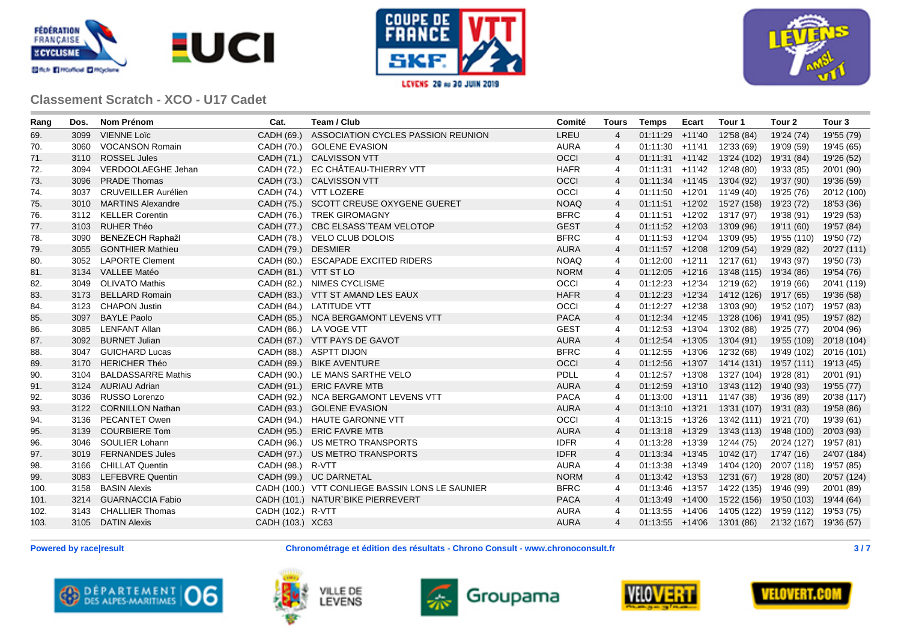## Classement Scratch - XCO - U17 Cadet

| Rang | Dos. | Nom Prénom | Cat. | Team / Club | Comité | Tours | Temps | Ecart | Tour 1 | Tour 2 | Tour 3 |
|---|---|---|---|---|---|---|---|---|---|---|---|
| 69. | 3099 | VIENNE Loïc | CADH (69.) | ASSOCIATION CYCLES PASSION REUNION | LREU | 4 | 01:11:29 | +11'40 | 12'58 (84) | 19'24 (74) | 19'55 (79) |
| 70. | 3060 | VOCANSON Romain | CADH (70.) | GOLENE EVASION | AURA | 4 | 01:11:30 | +11'41 | 12'33 (69) | 19'09 (59) | 19'45 (65) |
| 71. | 3110 | ROSSEL Jules | CADH (71.) | CALVISSON VTT | OCCI | 4 | 01:11:31 | +11'42 | 13'24 (102) | 19'31 (84) | 19'26 (52) |
| 72. | 3094 | VERDOOLAEGHE Jehan | CADH (72.) | EC CHÂTEAU-THIERRY VTT | HAFR | 4 | 01:11:31 | +11'42 | 12'48 (80) | 19'33 (85) | 20'01 (90) |
| 73. | 3096 | PRADE Thomas | CADH (73.) | CALVISSON VTT | OCCI | 4 | 01:11:34 | +11'45 | 13'04 (92) | 19'37 (90) | 19'36 (59) |
| 74. | 3037 | CRUVEILLER Aurélien | CADH (74.) | VTT LOZERE | OCCI | 4 | 01:11:50 | +12'01 | 11'49 (40) | 19'25 (76) | 20'12 (100) |
| 75. | 3010 | MARTINS Alexandre | CADH (75.) | SCOTT CREUSE OXYGENE GUERET | NOAQ | 4 | 01:11:51 | +12'02 | 15'27 (158) | 19'23 (72) | 18'53 (36) |
| 76. | 3112 | KELLER Corentin | CADH (76.) | TREK GIROMAGNY | BFRC | 4 | 01:11:51 | +12'02 | 13'17 (97) | 19'38 (91) | 19'29 (53) |
| 77. | 3103 | RUHER Théo | CADH (77.) | CBC ELSASS`TEAM VELOTOP | GEST | 4 | 01:11:52 | +12'03 | 13'09 (96) | 19'11 (60) | 19'57 (84) |
| 78. | 3090 | BENEZECH Raphažl | CADH (78.) | VELO CLUB DOLOIS | BFRC | 4 | 01:11:53 | +12'04 | 13'09 (95) | 19'55 (110) | 19'50 (72) |
| 79. | 3055 | GONTHIER Mathieu | CADH (79.) | DESMIER | AURA | 4 | 01:11:57 | +12'08 | 12'09 (54) | 19'29 (82) | 20'27 (111) |
| 80. | 3052 | LAPORTE Clement | CADH (80.) | ESCAPADE EXCITED RIDERS | NOAQ | 4 | 01:12:00 | +12'11 | 12'17 (61) | 19'43 (97) | 19'50 (73) |
| 81. | 3134 | VALLEE Matéo | CADH (81.) | VTT ST LO | NORM | 4 | 01:12:05 | +12'16 | 13'48 (115) | 19'34 (86) | 19'54 (76) |
| 82. | 3049 | OLIVATO Mathis | CADH (82.) | NIMES CYCLISME | OCCI | 4 | 01:12:23 | +12'34 | 12'19 (62) | 19'19 (66) | 20'41 (119) |
| 83. | 3173 | BELLARD Romain | CADH (83.) | VTT ST AMAND LES EAUX | HAFR | 4 | 01:12:23 | +12'34 | 14'12 (126) | 19'17 (65) | 19'36 (58) |
| 84. | 3123 | CHAPON Justin | CADH (84.) | LATITUDE VTT | OCCI | 4 | 01:12:27 | +12'38 | 13'03 (90) | 19'52 (107) | 19'57 (83) |
| 85. | 3097 | BAYLE Paolo | CADH (85.) | NCA BERGAMONT LEVENS VTT | PACA | 4 | 01:12:34 | +12'45 | 13'28 (106) | 19'41 (95) | 19'57 (82) |
| 86. | 3085 | LENFANT Allan | CADH (86.) | LA VOGE VTT | GEST | 4 | 01:12:53 | +13'04 | 13'02 (88) | 19'25 (77) | 20'04 (96) |
| 87. | 3092 | BURNET Julian | CADH (87.) | VTT PAYS DE GAVOT | AURA | 4 | 01:12:54 | +13'05 | 13'04 (91) | 19'55 (109) | 20'18 (104) |
| 88. | 3047 | GUICHARD Lucas | CADH (88.) | ASPTT DIJON | BFRC | 4 | 01:12:55 | +13'06 | 12'32 (68) | 19'49 (102) | 20'16 (101) |
| 89. | 3170 | HERICHER Théo | CADH (89.) | BIKE AVENTURE | OCCI | 4 | 01:12:56 | +13'07 | 14'14 (131) | 19'57 (111) | 19'13 (45) |
| 90. | 3104 | BALDASSARRE Mathis | CADH (90.) | LE MANS SARTHE VELO | PDLL | 4 | 01:12:57 | +13'08 | 13'27 (104) | 19'28 (81) | 20'01 (91) |
| 91. | 3124 | AURIAU Adrian | CADH (91.) | ERIC FAVRE MTB | AURA | 4 | 01:12:59 | +13'10 | 13'43 (112) | 19'40 (93) | 19'55 (77) |
| 92. | 3036 | RUSSO Lorenzo | CADH (92.) | NCA BERGAMONT LEVENS VTT | PACA | 4 | 01:13:00 | +13'11 | 11'47 (38) | 19'36 (89) | 20'38 (117) |
| 93. | 3122 | CORNILLON Nathan | CADH (93.) | GOLENE EVASION | AURA | 4 | 01:13:10 | +13'21 | 13'31 (107) | 19'31 (83) | 19'58 (86) |
| 94. | 3136 | PECANTET Owen | CADH (94.) | HAUTE GARONNE VTT | OCCI | 4 | 01:13:15 | +13'26 | 13'42 (111) | 19'21 (70) | 19'39 (61) |
| 95. | 3139 | COURBIERE Tom | CADH (95.) | ERIC FAVRE MTB | AURA | 4 | 01:13:18 | +13'29 | 13'43 (113) | 19'48 (100) | 20'03 (93) |
| 96. | 3046 | SOULIER Lohann | CADH (96.) | US METRO TRANSPORTS | IDFR | 4 | 01:13:28 | +13'39 | 12'44 (75) | 20'24 (127) | 19'57 (81) |
| 97. | 3019 | FERNANDES Jules | CADH (97.) | US METRO TRANSPORTS | IDFR | 4 | 01:13:34 | +13'45 | 10'42 (17) | 17'47 (16) | 24'07 (184) |
| 98. | 3166 | CHILLAT Quentin | CADH (98.) | R-VTT | AURA | 4 | 01:13:38 | +13'49 | 14'04 (120) | 20'07 (118) | 19'57 (85) |
| 99. | 3083 | LEFEBVRE Quentin | CADH (99.) | UC DARNETAL | NORM | 4 | 01:13:42 | +13'53 | 12'31 (67) | 19'28 (80) | 20'57 (124) |
| 100. | 3158 | BASIN Alexis | CADH (100.) | VTT CONLIEGE BASSIN LONS LE SAUNIER | BFRC | 4 | 01:13:46 | +13'57 | 14'22 (135) | 19'46 (99) | 20'01 (89) |
| 101. | 3214 | GUARNACCIA Fabio | CADH (101.) | NATUR`BIKE PIERREVERT | PACA | 4 | 01:13:49 | +14'00 | 15'22 (156) | 19'50 (103) | 19'44 (64) |
| 102. | 3143 | CHALLIER Thomas | CADH (102.) | R-VTT | AURA | 4 | 01:13:55 | +14'06 | 14'05 (122) | 19'59 (112) | 19'53 (75) |
| 103. | 3105 | DATIN Alexis | CADH (103.) | XC63 | AURA | 4 | 01:13:55 | +14'06 | 13'01 (86) | 21'32 (167) | 19'36 (57) |

**Powered by race|result** — **Chronométrage et édition des résultats - Chrono Consult - www.chronoconsult.fr**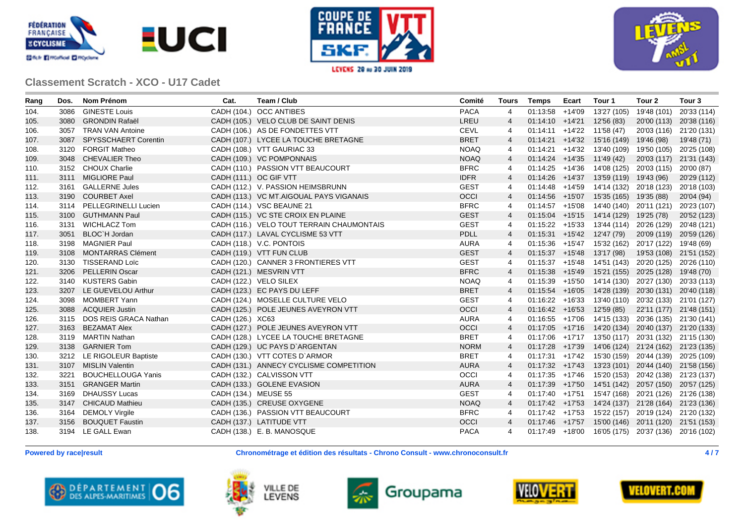## Classement Scratch - XCO - U17 Cadet

| Rang | Dos. | Nom Prénom | Cat. | Team / Club | Comité | Tours | Temps | Ecart | Tour 1 | Tour 2 | Tour 3 |
|---|---|---|---|---|---|---|---|---|---|---|---|
| 104. | 3086 | GINESTE Louis | CADH (104.) | OCC ANTIBES | PACA | 4 | 01:13:58 | +14'09 | 13'27 (105) | 19'48 (101) | 20'33 (114) |
| 105. | 3080 | GRONDIN Rafaël | CADH (105.) | VELO CLUB DE SAINT DENIS | LREU | 4 | 01:14:10 | +14'21 | 12'56 (83) | 20'00 (113) | 20'38 (116) |
| 106. | 3057 | TRAN VAN Antoine | CADH (106.) | AS DE FONDETTES VTT | CEVL | 4 | 01:14:11 | +14'22 | 11'58 (47) | 20'03 (116) | 21'20 (131) |
| 107. | 3087 | SPYSSCHAERT Corentin | CADH (107.) | LYCEE LA TOUCHE BRETAGNE | BRET | 4 | 01:14:21 | +14'32 | 15'16 (149) | 19'46 (98) | 19'48 (71) |
| 108. | 3120 | FORGIT Matheo | CADH (108.) | VTT GAURIAC 33 | NOAQ | 4 | 01:14:21 | +14'32 | 13'40 (109) | 19'50 (105) | 20'25 (108) |
| 109. | 3048 | CHEVALIER Theo | CADH (109.) | VC POMPONNAIS | NOAQ | 4 | 01:14:24 | +14'35 | 11'49 (42) | 20'03 (117) | 21'31 (143) |
| 110. | 3152 | CHOUX Charlie | CADH (110.) | PASSION VTT BEAUCOURT | BFRC | 4 | 01:14:25 | +14'36 | 14'08 (125) | 20'03 (115) | 20'00 (87) |
| 111. | 3111 | MIGLIORE Paul | CADH (111.) | OC GIF VTT | IDFR | 4 | 01:14:26 | +14'37 | 13'59 (119) | 19'43 (96) | 20'29 (112) |
| 112. | 3161 | GALLERNE Jules | CADH (112.) | V. PASSION HEIMSBRUNN | GEST | 4 | 01:14:48 | +14'59 | 14'14 (132) | 20'18 (123) | 20'18 (103) |
| 113. | 3190 | COURBET Axel | CADH (113.) | VC MT.AIGOUAL PAYS VIGANAIS | OCCI | 4 | 01:14:56 | +15'07 | 15'35 (165) | 19'35 (88) | 20'04 (94) |
| 114. | 3114 | PELLEGRINELLI Lucien | CADH (114.) | VSC BEAUNE 21 | BFRC | 4 | 01:14:57 | +15'08 | 14'40 (140) | 20'11 (121) | 20'23 (107) |
| 115. | 3100 | GUTHMANN Paul | CADH (115.) | VC STE CROIX EN PLAINE | GEST | 4 | 01:15:04 | +15'15 | 14'14 (129) | 19'25 (78) | 20'52 (123) |
| 116. | 3131 | WICHLACZ Tom | CADH (116.) | VELO TOUT TERRAIN CHAUMONTAIS | GEST | 4 | 01:15:22 | +15'33 | 13'44 (114) | 20'26 (129) | 20'48 (121) |
| 117. | 3051 | BLOC`H Jordan | CADH (117.) | LAVAL CYCLISME 53 VTT | PDLL | 4 | 01:15:31 | +15'42 | 12'47 (79) | 20'09 (119) | 20'59 (126) |
| 118. | 3198 | MAGNIER Paul | CADH (118.) | V.C. PONTOIS | AURA | 4 | 01:15:36 | +15'47 | 15'32 (162) | 20'17 (122) | 19'48 (69) |
| 119. | 3108 | MONTARRAS Clément | CADH (119.) | VTT FUN CLUB | GEST | 4 | 01:15:37 | +15'48 | 13'17 (98) | 19'53 (108) | 21'51 (152) |
| 120. | 3130 | TISSERAND Loïc | CADH (120.) | CANNER 3 FRONTIERES VTT | GEST | 4 | 01:15:37 | +15'48 | 14'51 (143) | 20'20 (125) | 20'26 (110) |
| 121. | 3206 | PELLERIN Oscar | CADH (121.) | MESVRIN VTT | BFRC | 4 | 01:15:38 | +15'49 | 15'21 (155) | 20'25 (128) | 19'48 (70) |
| 122. | 3140 | KUSTERS Gabin | CADH (122.) | VELO SILEX | NOAQ | 4 | 01:15:39 | +15'50 | 14'14 (130) | 20'27 (130) | 20'33 (113) |
| 123. | 3207 | LE GUEVELOU Arthur | CADH (123.) | EC PAYS DU LEFF | BRET | 4 | 01:15:54 | +16'05 | 14'28 (139) | 20'30 (131) | 20'40 (118) |
| 124. | 3098 | MOMBERT Yann | CADH (124.) | MOSELLE CULTURE VELO | GEST | 4 | 01:16:22 | +16'33 | 13'40 (110) | 20'32 (133) | 21'01 (127) |
| 125. | 3088 | ACQUIER Justin | CADH (125.) | POLE JEUNES AVEYRON VTT | OCCI | 4 | 01:16:42 | +16'53 | 12'59 (85) | 22'11 (177) | 21'48 (151) |
| 126. | 3115 | DOS REIS GRACA Nathan | CADH (126.) | XC63 | AURA | 4 | 01:16:55 | +17'06 | 14'15 (133) | 20'36 (135) | 21'30 (141) |
| 127. | 3163 | BEZAMAT Alex | CADH (127.) | POLE JEUNES AVEYRON VTT | OCCI | 4 | 01:17:05 | +17'16 | 14'20 (134) | 20'40 (137) | 21'20 (133) |
| 128. | 3119 | MARTIN Nathan | CADH (128.) | LYCEE LA TOUCHE BRETAGNE | BRET | 4 | 01:17:06 | +17'17 | 13'50 (117) | 20'31 (132) | 21'15 (130) |
| 129. | 3138 | GARNIER Tom | CADH (129.) | UC PAYS D`ARGENTAN | NORM | 4 | 01:17:28 | +17'39 | 14'06 (124) | 21'24 (162) | 21'23 (135) |
| 130. | 3212 | LE RIGOLEUR Baptiste | CADH (130.) | VTT COTES D`ARMOR | BRET | 4 | 01:17:31 | +17'42 | 15'30 (159) | 20'44 (139) | 20'25 (109) |
| 131. | 3107 | MISLIN Valentin | CADH (131.) | ANNECY CYCLISME COMPETITION | AURA | 4 | 01:17:32 | +17'43 | 13'23 (101) | 20'44 (140) | 21'58 (156) |
| 132. | 3221 | BOUCHELLOUGA Yanis | CADH (132.) | CALVISSON VTT | OCCI | 4 | 01:17:35 | +17'46 | 15'20 (153) | 20'42 (138) | 21'23 (137) |
| 133. | 3151 | GRANGER Martin | CADH (133.) | GOLENE EVASION | AURA | 4 | 01:17:39 | +17'50 | 14'51 (142) | 20'57 (150) | 20'57 (125) |
| 134. | 3169 | DHAUSSY Lucas | CADH (134.) | MEUSE 55 | GEST | 4 | 01:17:40 | +17'51 | 15'47 (168) | 20'21 (126) | 21'26 (138) |
| 135. | 3147 | CHICAUD Mathieu | CADH (135.) | CREUSE OXYGENE | NOAQ | 4 | 01:17:42 | +17'53 | 14'24 (137) | 21'28 (164) | 21'23 (136) |
| 136. | 3164 | DEMOLY Virgile | CADH (136.) | PASSION VTT BEAUCOURT | BFRC | 4 | 01:17:42 | +17'53 | 15'22 (157) | 20'19 (124) | 21'20 (132) |
| 137. | 3156 | BOUQUET Faustin | CADH (137.) | LATITUDE VTT | OCCI | 4 | 01:17:46 | +17'57 | 15'00 (146) | 20'11 (120) | 21'51 (153) |
| 138. | 3194 | LE GALL Ewan | CADH (138.) | E. B. MANOSQUE | PACA | 4 | 01:17:49 | +18'00 | 16'05 (175) | 20'37 (136) | 20'16 (102) |

**Powered by race|result** **Chronométrage et édition des résultats - Chrono Consult - www.chronoconsult.fr**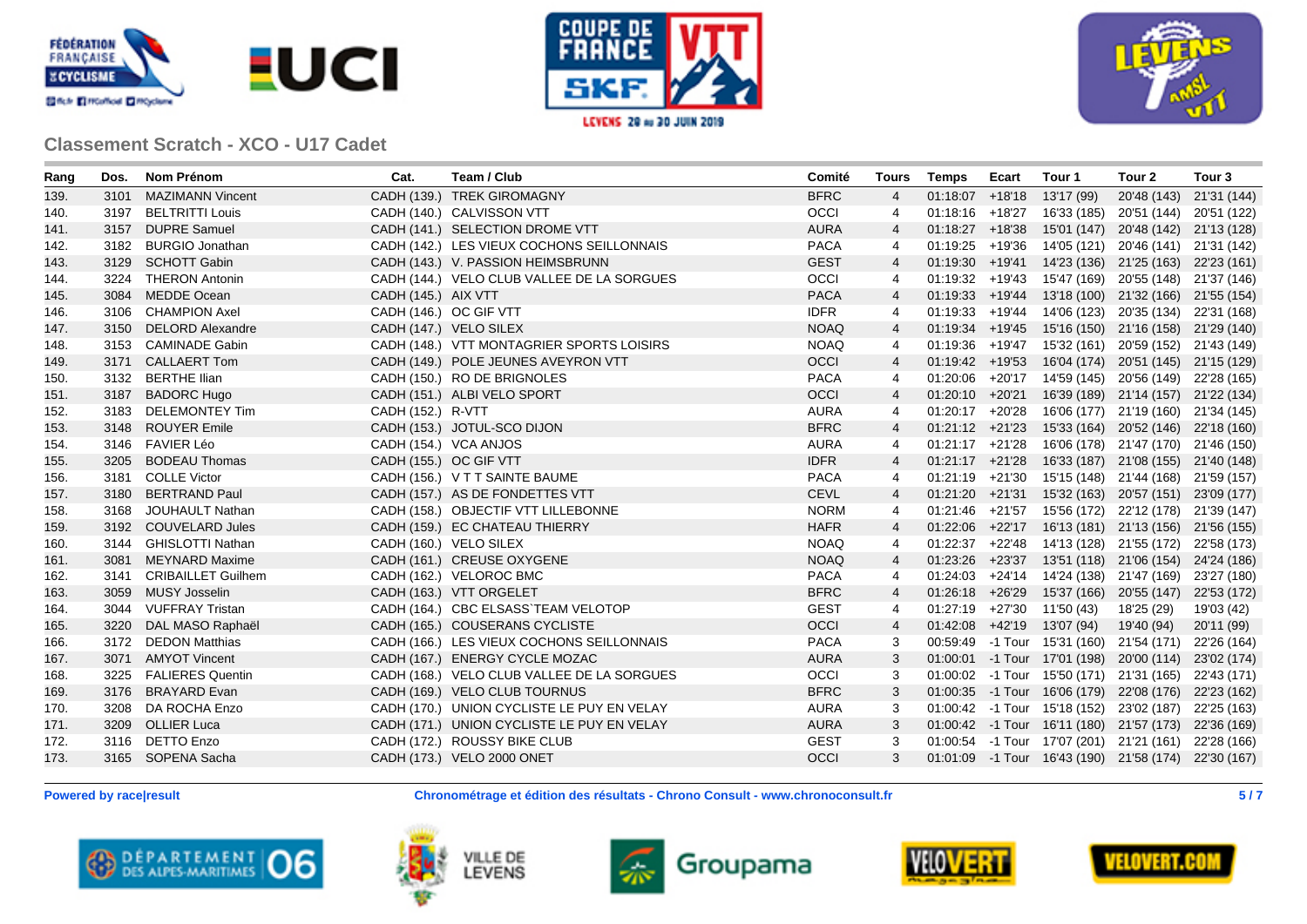## Classement Scratch - XCO - U17 Cadet

| Rang | Dos. | Nom Prénom | Cat. | Team / Club | Comité | Tours | Temps | Ecart | Tour 1 | Tour 2 | Tour 3 |
|---|---|---|---|---|---|---|---|---|---|---|---|
| 139. | 3101 | MAZIMANN Vincent | CADH (139.) | TREK GIROMAGNY | BFRC | 4 | 01:18:07 | +18'18 | 13'17 (99) | 20'48 (143) | 21'31 (144) |
| 140. | 3197 | BELTRITTI Louis | CADH (140.) | CALVISSON VTT | OCCI | 4 | 01:18:16 | +18'27 | 16'33 (185) | 20'51 (144) | 20'51 (122) |
| 141. | 3157 | DUPRE Samuel | CADH (141.) | SELECTION DROME VTT | AURA | 4 | 01:18:27 | +18'38 | 15'01 (147) | 20'48 (142) | 21'13 (128) |
| 142. | 3182 | BURGIO Jonathan | CADH (142.) | LES VIEUX COCHONS SEILLONNAIS | PACA | 4 | 01:19:25 | +19'36 | 14'05 (121) | 20'46 (141) | 21'31 (142) |
| 143. | 3129 | SCHOTT Gabin | CADH (143.) | V. PASSION HEIMSBRUNN | GEST | 4 | 01:19:30 | +19'41 | 14'23 (136) | 21'25 (163) | 22'23 (161) |
| 144. | 3224 | THERON Antonin | CADH (144.) | VELO CLUB VALLEE DE LA SORGUES | OCCI | 4 | 01:19:32 | +19'43 | 15'47 (169) | 20'55 (148) | 21'37 (146) |
| 145. | 3084 | MEDDE Ocean | CADH (145.) | AIX VTT | PACA | 4 | 01:19:33 | +19'44 | 13'18 (100) | 21'32 (166) | 21'55 (154) |
| 146. | 3106 | CHAMPION Axel | CADH (146.) | OC GIF VTT | IDFR | 4 | 01:19:33 | +19'44 | 14'06 (123) | 20'35 (134) | 22'31 (168) |
| 147. | 3150 | DELORD Alexandre | CADH (147.) | VELO SILEX | NOAQ | 4 | 01:19:34 | +19'45 | 15'16 (150) | 21'16 (158) | 21'29 (140) |
| 148. | 3153 | CAMINADE Gabin | CADH (148.) | VTT MONTAGRIER SPORTS LOISIRS | NOAQ | 4 | 01:19:36 | +19'47 | 15'32 (161) | 20'59 (152) | 21'43 (149) |
| 149. | 3171 | CALLAERT Tom | CADH (149.) | POLE JEUNES AVEYRON VTT | OCCI | 4 | 01:19:42 | +19'53 | 16'04 (174) | 20'51 (145) | 21'15 (129) |
| 150. | 3132 | BERTHE Ilian | CADH (150.) | RO DE BRIGNOLES | PACA | 4 | 01:20:06 | +20'17 | 14'59 (145) | 20'56 (149) | 22'28 (165) |
| 151. | 3187 | BADORC Hugo | CADH (151.) | ALBI VELO SPORT | OCCI | 4 | 01:20:10 | +20'21 | 16'39 (189) | 21'14 (157) | 21'22 (134) |
| 152. | 3183 | DELEMONTEY Tim | CADH (152.) | R-VTT | AURA | 4 | 01:20:17 | +20'28 | 16'06 (177) | 21'19 (160) | 21'34 (145) |
| 153. | 3148 | ROUYER Emile | CADH (153.) | JOTUL-SCO DIJON | BFRC | 4 | 01:21:12 | +21'23 | 15'33 (164) | 20'52 (146) | 22'18 (160) |
| 154. | 3146 | FAVIER Léo | CADH (154.) | VCA ANJOS | AURA | 4 | 01:21:17 | +21'28 | 16'06 (178) | 21'47 (170) | 21'46 (150) |
| 155. | 3205 | BODEAU Thomas | CADH (155.) | OC GIF VTT | IDFR | 4 | 01:21:17 | +21'28 | 16'33 (187) | 21'08 (155) | 21'40 (148) |
| 156. | 3181 | COLLE Victor | CADH (156.) | V T T SAINTE BAUME | PACA | 4 | 01:21:19 | +21'30 | 15'15 (148) | 21'44 (168) | 21'59 (157) |
| 157. | 3180 | BERTRAND Paul | CADH (157.) | AS DE FONDETTES VTT | CEVL | 4 | 01:21:20 | +21'31 | 15'32 (163) | 20'57 (151) | 23'09 (177) |
| 158. | 3168 | JOUHAULT Nathan | CADH (158.) | OBJECTIF VTT LILLEBONNE | NORM | 4 | 01:21:46 | +21'57 | 15'56 (172) | 22'12 (178) | 21'39 (147) |
| 159. | 3192 | COUVELARD Jules | CADH (159.) | EC CHATEAU THIERRY | HAFR | 4 | 01:22:06 | +22'17 | 16'13 (181) | 21'13 (156) | 21'56 (155) |
| 160. | 3144 | GHISLOTTI Nathan | CADH (160.) | VELO SILEX | NOAQ | 4 | 01:22:37 | +22'48 | 14'13 (128) | 21'55 (172) | 22'58 (173) |
| 161. | 3081 | MEYNARD Maxime | CADH (161.) | CREUSE OXYGENE | NOAQ | 4 | 01:23:26 | +23'37 | 13'51 (118) | 21'06 (154) | 24'24 (186) |
| 162. | 3141 | CRIBAILLET Guilhem | CADH (162.) | VELOROC BMC | PACA | 4 | 01:24:03 | +24'14 | 14'24 (138) | 21'47 (169) | 23'27 (180) |
| 163. | 3059 | MUSY Josselin | CADH (163.) | VTT ORGELET | BFRC | 4 | 01:26:18 | +26'29 | 15'37 (166) | 20'55 (147) | 22'53 (172) |
| 164. | 3044 | VUFFRAY Tristan | CADH (164.) | CBC ELSASS`TEAM VELOTOP | GEST | 4 | 01:27:19 | +27'30 | 11'50 (43) | 18'25 (29) | 19'03 (42) |
| 165. | 3220 | DAL MASO Raphaël | CADH (165.) | COUSERANS CYCLISTE | OCCI | 4 | 01:42:08 | +42'19 | 13'07 (94) | 19'40 (94) | 20'11 (99) |
| 166. | 3172 | DEDON Matthias | CADH (166.) | LES VIEUX COCHONS SEILLONNAIS | PACA | 3 | 00:59:49 | -1 Tour | 15'31 (160) | 21'54 (171) | 22'26 (164) |
| 167. | 3071 | AMYOT Vincent | CADH (167.) | ENERGY CYCLE MOZAC | AURA | 3 | 01:00:01 | -1 Tour | 17'01 (198) | 20'00 (114) | 23'02 (174) |
| 168. | 3225 | FALIERES Quentin | CADH (168.) | VELO CLUB VALLEE DE LA SORGUES | OCCI | 3 | 01:00:02 | -1 Tour | 15'50 (171) | 21'31 (165) | 22'43 (171) |
| 169. | 3176 | BRAYARD Evan | CADH (169.) | VELO CLUB TOURNUS | BFRC | 3 | 01:00:35 | -1 Tour | 16'06 (179) | 22'08 (176) | 22'23 (162) |
| 170. | 3208 | DA ROCHA Enzo | CADH (170.) | UNION CYCLISTE LE PUY EN VELAY | AURA | 3 | 01:00:42 | -1 Tour | 15'18 (152) | 23'02 (187) | 22'25 (163) |
| 171. | 3209 | OLLIER Luca | CADH (171.) | UNION CYCLISTE LE PUY EN VELAY | AURA | 3 | 01:00:42 | -1 Tour | 16'11 (180) | 21'57 (173) | 22'36 (169) |
| 172. | 3116 | DETTO Enzo | CADH (172.) | ROUSSY BIKE CLUB | GEST | 3 | 01:00:54 | -1 Tour | 17'07 (201) | 21'21 (161) | 22'28 (166) |
| 173. | 3165 | SOPENA Sacha | CADH (173.) | VELO 2000 ONET | OCCI | 3 | 01:01:09 | -1 Tour | 16'43 (190) | 21'58 (174) | 22'30 (167) |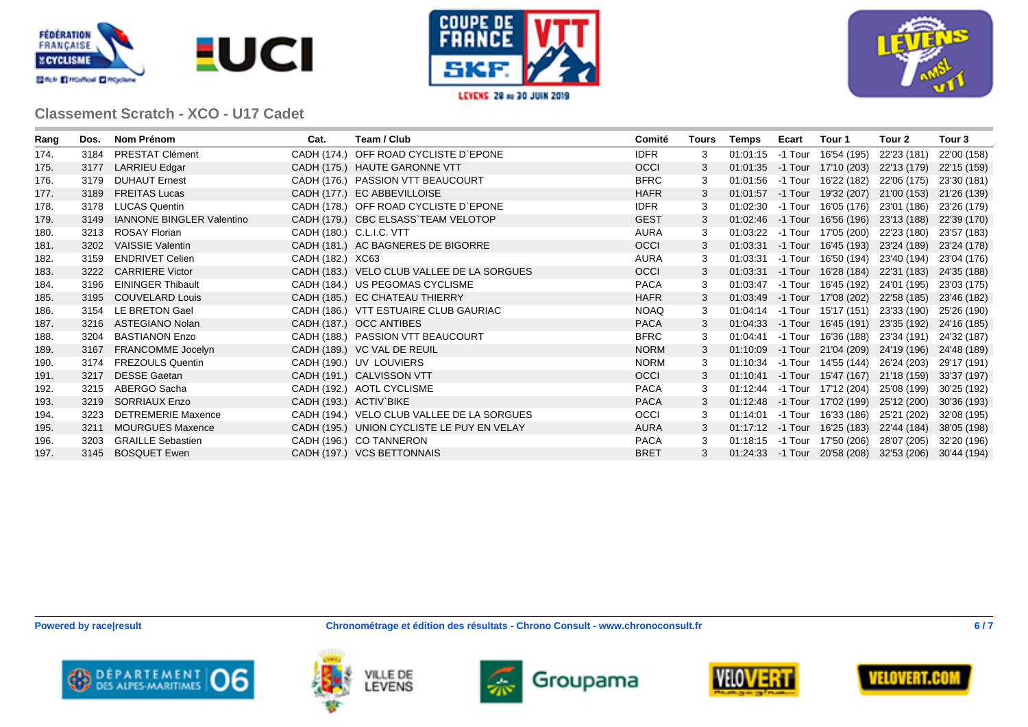## Classement Scratch - XCO - U17 Cadet

| Rang | Dos. | Nom Prénom | Cat. | Team / Club | Comité | Tours | Temps | Ecart | Tour 1 | Tour 2 | Tour 3 |
|---|---|---|---|---|---|---|---|---|---|---|---|
| 174. | 3184 | PRESTAT Clément | CADH (174.) | OFF ROAD CYCLISTE D`EPONE | IDFR | 3 | 01:01:15 | -1 Tour | 16'54 (195) | 22'23 (181) | 22'00 (158) |
| 175. | 3177 | LARRIEU Edgar | CADH (175.) | HAUTE GARONNE VTT | OCCI | 3 | 01:01:35 | -1 Tour | 17'10 (203) | 22'13 (179) | 22'15 (159) |
| 176. | 3179 | DUHAUT Ernest | CADH (176.) | PASSION VTT BEAUCOURT | BFRC | 3 | 01:01:56 | -1 Tour | 16'22 (182) | 22'06 (175) | 23'30 (181) |
| 177. | 3189 | FREITAS Lucas | CADH (177.) | EC ABBEVILLOISE | HAFR | 3 | 01:01:57 | -1 Tour | 19'32 (207) | 21'00 (153) | 21'26 (139) |
| 178. | 3178 | LUCAS Quentin | CADH (178.) | OFF ROAD CYCLISTE D`EPONE | IDFR | 3 | 01:02:30 | -1 Tour | 16'05 (176) | 23'01 (186) | 23'26 (179) |
| 179. | 3149 | IANNONE BINGLER Valentino | CADH (179.) | CBC ELSASS`TEAM VELOTOP | GEST | 3 | 01:02:46 | -1 Tour | 16'56 (196) | 23'13 (188) | 22'39 (170) |
| 180. | 3213 | ROSAY Florian | CADH (180.) | C.L.I.C. VTT | AURA | 3 | 01:03:22 | -1 Tour | 17'05 (200) | 22'23 (180) | 23'57 (183) |
| 181. | 3202 | VAISSIE Valentin | CADH (181.) | AC BAGNERES DE BIGORRE | OCCI | 3 | 01:03:31 | -1 Tour | 16'45 (193) | 23'24 (189) | 23'24 (178) |
| 182. | 3159 | ENDRIVET Celien | CADH (182.) | XC63 | AURA | 3 | 01:03:31 | -1 Tour | 16'50 (194) | 23'40 (194) | 23'04 (176) |
| 183. | 3222 | CARRIERE Victor | CADH (183.) | VELO CLUB VALLEE DE LA SORGUES | OCCI | 3 | 01:03:31 | -1 Tour | 16'28 (184) | 22'31 (183) | 24'35 (188) |
| 184. | 3196 | EININGER Thibault | CADH (184.) | US PEGOMAS CYCLISME | PACA | 3 | 01:03:47 | -1 Tour | 16'45 (192) | 24'01 (195) | 23'03 (175) |
| 185. | 3195 | COUVELARD Louis | CADH (185.) | EC CHATEAU THIERRY | HAFR | 3 | 01:03:49 | -1 Tour | 17'08 (202) | 22'58 (185) | 23'46 (182) |
| 186. | 3154 | LE BRETON Gael | CADH (186.) | VTT ESTUAIRE CLUB GAURIAC | NOAQ | 3 | 01:04:14 | -1 Tour | 15'17 (151) | 23'33 (190) | 25'26 (190) |
| 187. | 3216 | ASTEGIANO Nolan | CADH (187.) | OCC ANTIBES | PACA | 3 | 01:04:33 | -1 Tour | 16'45 (191) | 23'35 (192) | 24'16 (185) |
| 188. | 3204 | BASTIANON Enzo | CADH (188.) | PASSION VTT BEAUCOURT | BFRC | 3 | 01:04:41 | -1 Tour | 16'36 (188) | 23'34 (191) | 24'32 (187) |
| 189. | 3167 | FRANCOMME Jocelyn | CADH (189.) | VC VAL DE REUIL | NORM | 3 | 01:10:09 | -1 Tour | 21'04 (209) | 24'19 (196) | 24'48 (189) |
| 190. | 3174 | FREZOULS Quentin | CADH (190.) | UV LOUVIERS | NORM | 3 | 01:10:34 | -1 Tour | 14'55 (144) | 26'24 (203) | 29'17 (191) |
| 191. | 3217 | DESSE Gaetan | CADH (191.) | CALVISSON VTT | OCCI | 3 | 01:10:41 | -1 Tour | 15'47 (167) | 21'18 (159) | 33'37 (197) |
| 192. | 3215 | ABERGO Sacha | CADH (192.) | AOTL CYCLISME | PACA | 3 | 01:12:44 | -1 Tour | 17'12 (204) | 25'08 (199) | 30'25 (192) |
| 193. | 3219 | SORRIAUX Enzo | CADH (193.) | ACTIV`BIKE | PACA | 3 | 01:12:48 | -1 Tour | 17'02 (199) | 25'12 (200) | 30'36 (193) |
| 194. | 3223 | DETREMERIE Maxence | CADH (194.) | VELO CLUB VALLEE DE LA SORGUES | OCCI | 3 | 01:14:01 | -1 Tour | 16'33 (186) | 25'21 (202) | 32'08 (195) |
| 195. | 3211 | MOURGUES Maxence | CADH (195.) | UNION CYCLISTE LE PUY EN VELAY | AURA | 3 | 01:17:12 | -1 Tour | 16'25 (183) | 22'44 (184) | 38'05 (198) |
| 196. | 3203 | GRAILLE Sebastien | CADH (196.) | CO TANNERON | PACA | 3 | 01:18:15 | -1 Tour | 17'50 (206) | 28'07 (205) | 32'20 (196) |
| 197. | 3145 | BOSQUET Ewen | CADH (197.) | VCS BETTONNAIS | BRET | 3 | 01:24:33 | -1 Tour | 20'58 (208) | 32'53 (206) | 30'44 (194) |

**Powered by race|result** **Chronométrage et édition des résultats - Chrono Consult - www.chronoconsult.fr**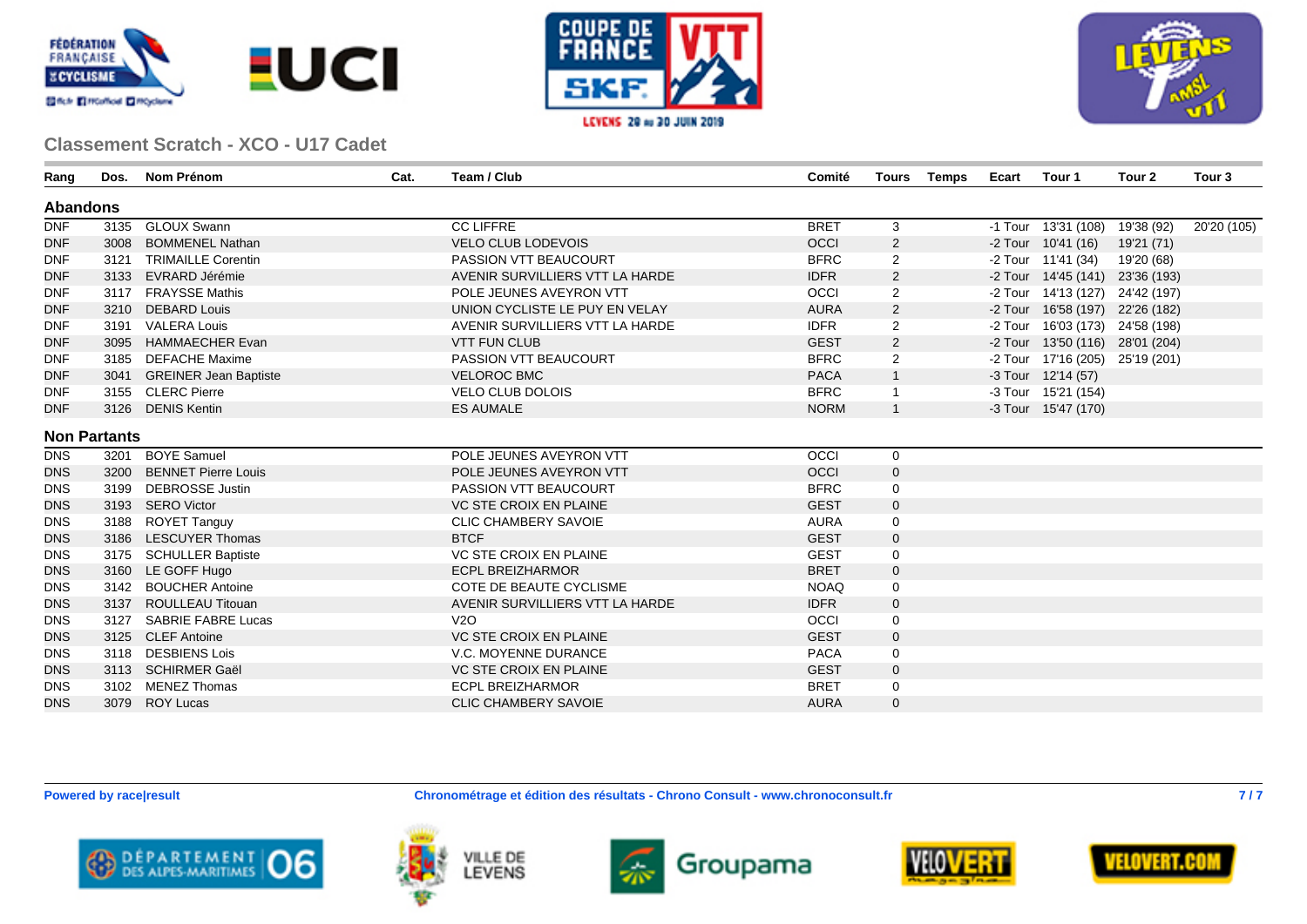## Classement Scratch - XCO - U17 Cadet

| Rang | Dos. | Nom Prénom | Cat. | Team / Club | Comité | Tours | Temps | Ecart | Tour 1 | Tour 2 | Tour 3 |
|---|---|---|---|---|---|---|---|---|---|---|---|
| **Abandons** | | | | | | | | | | | |
| DNF | 3135 | GLOUX Swann | | CC LIFFRE | BRET | 3 | | -1 Tour | 13'31 (108) | 19'38 (92) | 20'20 (105) |
| DNF | 3008 | BOMMENEL Nathan | | VELO CLUB LODEVOIS | OCCI | 2 | | -2 Tour | 10'41 (16) | 19'21 (71) | |
| DNF | 3121 | TRIMAILLE Corentin | | PASSION VTT BEAUCOURT | BFRC | 2 | | -2 Tour | 11'41 (34) | 19'20 (68) | |
| DNF | 3133 | EVRARD Jérémie | | AVENIR SURVILLIERS VTT LA HARDE | IDFR | 2 | | -2 Tour | 14'45 (141) | 23'36 (193) | |
| DNF | 3117 | FRAYSSE Mathis | | POLE JEUNES AVEYRON VTT | OCCI | 2 | | -2 Tour | 14'13 (127) | 24'42 (197) | |
| DNF | 3210 | DEBARD Louis | | UNION CYCLISTE LE PUY EN VELAY | AURA | 2 | | -2 Tour | 16'58 (197) | 22'26 (182) | |
| DNF | 3191 | VALERA Louis | | AVENIR SURVILLIERS VTT LA HARDE | IDFR | 2 | | -2 Tour | 16'03 (173) | 24'58 (198) | |
| DNF | 3095 | HAMMAECHER Evan | | VTT FUN CLUB | GEST | 2 | | -2 Tour | 13'50 (116) | 28'01 (204) | |
| DNF | 3185 | DEFACHE Maxime | | PASSION VTT BEAUCOURT | BFRC | 2 | | -2 Tour | 17'16 (205) | 25'19 (201) | |
| DNF | 3041 | GREINER Jean Baptiste | | VELOROC BMC | PACA | 1 | | -3 Tour | 12'14 (57) | | |
| DNF | 3155 | CLERC Pierre | | VELO CLUB DOLOIS | BFRC | 1 | | -3 Tour | 15'21 (154) | | |
| DNF | 3126 | DENIS Kentin | | ES AUMALE | NORM | 1 | | -3 Tour | 15'47 (170) | | |
| **Non Partants** | | | | | | | | | | | |
| DNS | 3201 | BOYE Samuel | | POLE JEUNES AVEYRON VTT | OCCI | 0 | | | | | |
| DNS | 3200 | BENNET Pierre Louis | | POLE JEUNES AVEYRON VTT | OCCI | 0 | | | | | |
| DNS | 3199 | DEBROSSE Justin | | PASSION VTT BEAUCOURT | BFRC | 0 | | | | | |
| DNS | 3193 | SERO Victor | | VC STE CROIX EN PLAINE | GEST | 0 | | | | | |
| DNS | 3188 | ROYET Tanguy | | CLIC CHAMBERY SAVOIE | AURA | 0 | | | | | |
| DNS | 3186 | LESCUYER Thomas | | BTCF | GEST | 0 | | | | | |
| DNS | 3175 | SCHULLER Baptiste | | VC STE CROIX EN PLAINE | GEST | 0 | | | | | |
| DNS | 3160 | LE GOFF Hugo | | ECPL BREIZHARMOR | BRET | 0 | | | | | |
| DNS | 3142 | BOUCHER Antoine | | COTE DE BEAUTE CYCLISME | NOAQ | 0 | | | | | |
| DNS | 3137 | ROULLEAU Titouan | | AVENIR SURVILLIERS VTT LA HARDE | IDFR | 0 | | | | | |
| DNS | 3127 | SABRIE FABRE Lucas | | V2O | OCCI | 0 | | | | | |
| DNS | 3125 | CLEF Antoine | | VC STE CROIX EN PLAINE | GEST | 0 | | | | | |
| DNS | 3118 | DESBIENS Lois | | V.C. MOYENNE DURANCE | PACA | 0 | | | | | |
| DNS | 3113 | SCHIRMER Gaël | | VC STE CROIX EN PLAINE | GEST | 0 | | | | | |
| DNS | 3102 | MENEZ Thomas | | ECPL BREIZHARMOR | BRET | 0 | | | | | |
| DNS | 3079 | ROY Lucas | | CLIC CHAMBERY SAVOIE | AURA | 0 | | | | | |

**Powered by race|result**

**Chronométrage et édition des résultats - Chrono Consult - www.chronoconsult.fr**